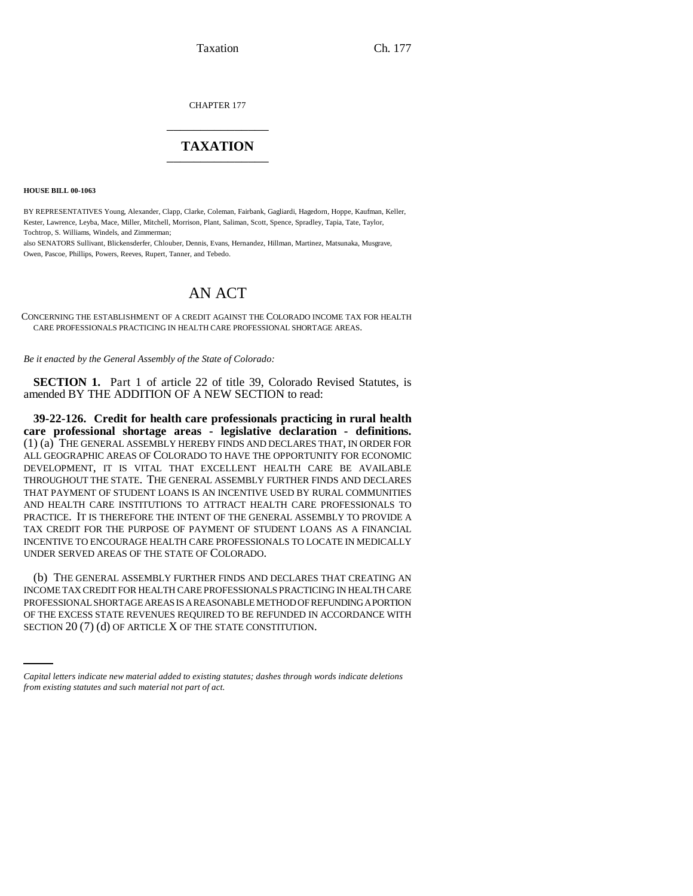CHAPTER 177

# TAXATION

**HOUSE BILL 00-1063**

BY REPRESENTATIVES Young, Alexander, Clapp, Clarke, Coleman, Fairbank, Gagliardi, Hagedorn, Hoppe, Kaufman, Keller, Kester, Lawrence, Leyba, Mace, Miller, Mitchell, Morrison, Plant, Saliman, Scott, Spence, Spradley, Tapia, Tate, Taylor, Tochtrop, S. Williams, Windels, and Zimmerman;
also SENATORS Sullivant, Blickensderfer, Chlouber, Dennis, Evans, Hernandez, Hillman, Martinez, Matsunaka, Musgrave, Owen, Pascoe, Phillips, Powers, Reeves, Rupert, Tanner, and Tebedo.

# AN ACT

CONCERNING THE ESTABLISHMENT OF A CREDIT AGAINST THE COLORADO INCOME TAX FOR HEALTH CARE PROFESSIONALS PRACTICING IN HEALTH CARE PROFESSIONAL SHORTAGE AREAS.

*Be it enacted by the General Assembly of the State of Colorado:*

**SECTION 1.** Part 1 of article 22 of title 39, Colorado Revised Statutes, is amended BY THE ADDITION OF A NEW SECTION to read:

**39-22-126. Credit for health care professionals practicing in rural health care professional shortage areas - legislative declaration - definitions.** (1) (a) THE GENERAL ASSEMBLY HEREBY FINDS AND DECLARES THAT, IN ORDER FOR ALL GEOGRAPHIC AREAS OF COLORADO TO HAVE THE OPPORTUNITY FOR ECONOMIC DEVELOPMENT, IT IS VITAL THAT EXCELLENT HEALTH CARE BE AVAILABLE THROUGHOUT THE STATE. THE GENERAL ASSEMBLY FURTHER FINDS AND DECLARES THAT PAYMENT OF STUDENT LOANS IS AN INCENTIVE USED BY RURAL COMMUNITIES AND HEALTH CARE INSTITUTIONS TO ATTRACT HEALTH CARE PROFESSIONALS TO PRACTICE. IT IS THEREFORE THE INTENT OF THE GENERAL ASSEMBLY TO PROVIDE A TAX CREDIT FOR THE PURPOSE OF PAYMENT OF STUDENT LOANS AS A FINANCIAL INCENTIVE TO ENCOURAGE HEALTH CARE PROFESSIONALS TO LOCATE IN MEDICALLY UNDER SERVED AREAS OF THE STATE OF COLORADO.

(b) THE GENERAL ASSEMBLY FURTHER FINDS AND DECLARES THAT CREATING AN INCOME TAX CREDIT FOR HEALTH CARE PROFESSIONALS PRACTICING IN HEALTH CARE PROFESSIONAL SHORTAGE AREAS IS A REASONABLE METHOD OF REFUNDING A PORTION OF THE EXCESS STATE REVENUES REQUIRED TO BE REFUNDED IN ACCORDANCE WITH SECTION 20 (7) (d) OF ARTICLE X OF THE STATE CONSTITUTION.

*Capital letters indicate new material added to existing statutes; dashes through words indicate deletions from existing statutes and such material not part of act.*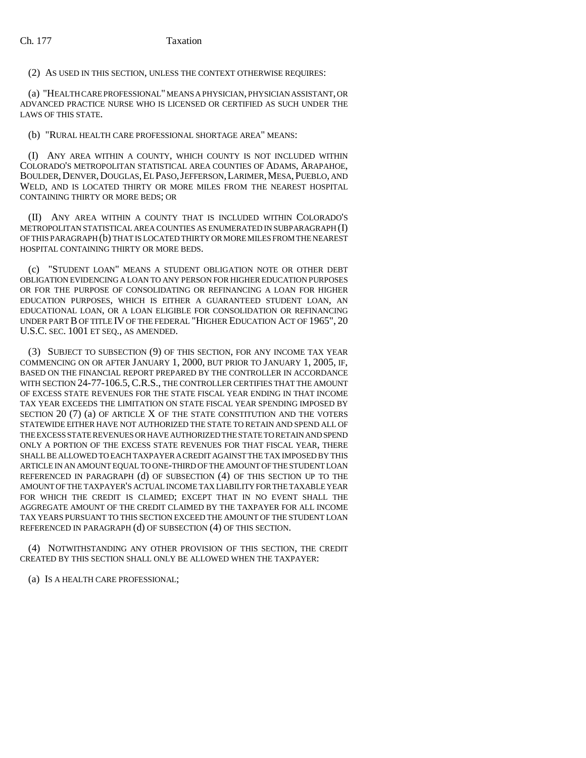(2) AS USED IN THIS SECTION, UNLESS THE CONTEXT OTHERWISE REQUIRES:

(a) "HEALTH CARE PROFESSIONAL" MEANS A PHYSICIAN, PHYSICIAN ASSISTANT, OR ADVANCED PRACTICE NURSE WHO IS LICENSED OR CERTIFIED AS SUCH UNDER THE LAWS OF THIS STATE.

(b) "RURAL HEALTH CARE PROFESSIONAL SHORTAGE AREA" MEANS:

(I) ANY AREA WITHIN A COUNTY, WHICH COUNTY IS NOT INCLUDED WITHIN COLORADO'S METROPOLITAN STATISTICAL AREA COUNTIES OF ADAMS, ARAPAHOE, BOULDER, DENVER, DOUGLAS, EL PASO, JEFFERSON, LARIMER, MESA, PUEBLO, AND WELD, AND IS LOCATED THIRTY OR MORE MILES FROM THE NEAREST HOSPITAL CONTAINING THIRTY OR MORE BEDS; OR

(II) ANY AREA WITHIN A COUNTY THAT IS INCLUDED WITHIN COLORADO'S METROPOLITAN STATISTICAL AREA COUNTIES AS ENUMERATED IN SUBPARAGRAPH (I) OF THIS PARAGRAPH (b) THAT IS LOCATED THIRTY OR MORE MILES FROM THE NEAREST HOSPITAL CONTAINING THIRTY OR MORE BEDS.

(c) "STUDENT LOAN" MEANS A STUDENT OBLIGATION NOTE OR OTHER DEBT OBLIGATION EVIDENCING A LOAN TO ANY PERSON FOR HIGHER EDUCATION PURPOSES OR FOR THE PURPOSE OF CONSOLIDATING OR REFINANCING A LOAN FOR HIGHER EDUCATION PURPOSES, WHICH IS EITHER A GUARANTEED STUDENT LOAN, AN EDUCATIONAL LOAN, OR A LOAN ELIGIBLE FOR CONSOLIDATION OR REFINANCING UNDER PART B OF TITLE IV OF THE FEDERAL "HIGHER EDUCATION ACT OF 1965", 20 U.S.C. SEC. 1001 ET SEQ., AS AMENDED.

(3) SUBJECT TO SUBSECTION (9) OF THIS SECTION, FOR ANY INCOME TAX YEAR COMMENCING ON OR AFTER JANUARY 1, 2000, BUT PRIOR TO JANUARY 1, 2005, IF, BASED ON THE FINANCIAL REPORT PREPARED BY THE CONTROLLER IN ACCORDANCE WITH SECTION 24-77-106.5, C.R.S., THE CONTROLLER CERTIFIES THAT THE AMOUNT OF EXCESS STATE REVENUES FOR THE STATE FISCAL YEAR ENDING IN THAT INCOME TAX YEAR EXCEEDS THE LIMITATION ON STATE FISCAL YEAR SPENDING IMPOSED BY SECTION 20 (7) (a) OF ARTICLE X OF THE STATE CONSTITUTION AND THE VOTERS STATEWIDE EITHER HAVE NOT AUTHORIZED THE STATE TO RETAIN AND SPEND ALL OF THE EXCESS STATE REVENUES OR HAVE AUTHORIZED THE STATE TO RETAIN AND SPEND ONLY A PORTION OF THE EXCESS STATE REVENUES FOR THAT FISCAL YEAR, THERE SHALL BE ALLOWED TO EACH TAXPAYER A CREDIT AGAINST THE TAX IMPOSED BY THIS ARTICLE IN AN AMOUNT EQUAL TO ONE-THIRD OF THE AMOUNT OF THE STUDENT LOAN REFERENCED IN PARAGRAPH (d) OF SUBSECTION (4) OF THIS SECTION UP TO THE AMOUNT OF THE TAXPAYER'S ACTUAL INCOME TAX LIABILITY FOR THE TAXABLE YEAR FOR WHICH THE CREDIT IS CLAIMED; EXCEPT THAT IN NO EVENT SHALL THE AGGREGATE AMOUNT OF THE CREDIT CLAIMED BY THE TAXPAYER FOR ALL INCOME TAX YEARS PURSUANT TO THIS SECTION EXCEED THE AMOUNT OF THE STUDENT LOAN REFERENCED IN PARAGRAPH (d) OF SUBSECTION (4) OF THIS SECTION.

(4) NOTWITHSTANDING ANY OTHER PROVISION OF THIS SECTION, THE CREDIT CREATED BY THIS SECTION SHALL ONLY BE ALLOWED WHEN THE TAXPAYER:

(a) IS A HEALTH CARE PROFESSIONAL;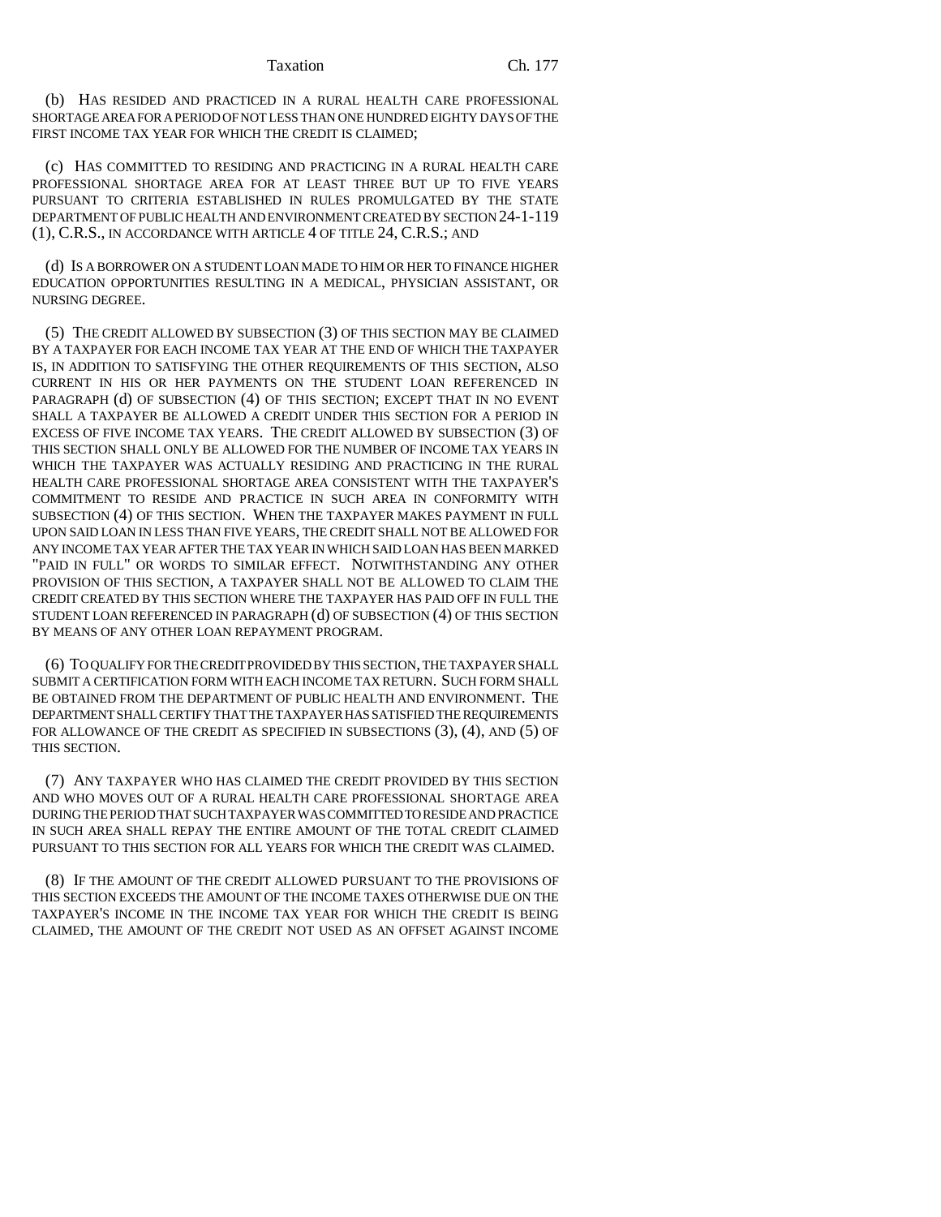(b) HAS RESIDED AND PRACTICED IN A RURAL HEALTH CARE PROFESSIONAL SHORTAGE AREA FOR A PERIOD OF NOT LESS THAN ONE HUNDRED EIGHTY DAYS OF THE FIRST INCOME TAX YEAR FOR WHICH THE CREDIT IS CLAIMED;

(c) HAS COMMITTED TO RESIDING AND PRACTICING IN A RURAL HEALTH CARE PROFESSIONAL SHORTAGE AREA FOR AT LEAST THREE BUT UP TO FIVE YEARS PURSUANT TO CRITERIA ESTABLISHED IN RULES PROMULGATED BY THE STATE DEPARTMENT OF PUBLIC HEALTH AND ENVIRONMENT CREATED BY SECTION 24-1-119 (1), C.R.S., IN ACCORDANCE WITH ARTICLE 4 OF TITLE 24, C.R.S.; AND

(d) IS A BORROWER ON A STUDENT LOAN MADE TO HIM OR HER TO FINANCE HIGHER EDUCATION OPPORTUNITIES RESULTING IN A MEDICAL, PHYSICIAN ASSISTANT, OR NURSING DEGREE.

(5) THE CREDIT ALLOWED BY SUBSECTION (3) OF THIS SECTION MAY BE CLAIMED BY A TAXPAYER FOR EACH INCOME TAX YEAR AT THE END OF WHICH THE TAXPAYER IS, IN ADDITION TO SATISFYING THE OTHER REQUIREMENTS OF THIS SECTION, ALSO CURRENT IN HIS OR HER PAYMENTS ON THE STUDENT LOAN REFERENCED IN PARAGRAPH (d) OF SUBSECTION (4) OF THIS SECTION; EXCEPT THAT IN NO EVENT SHALL A TAXPAYER BE ALLOWED A CREDIT UNDER THIS SECTION FOR A PERIOD IN EXCESS OF FIVE INCOME TAX YEARS. THE CREDIT ALLOWED BY SUBSECTION (3) OF THIS SECTION SHALL ONLY BE ALLOWED FOR THE NUMBER OF INCOME TAX YEARS IN WHICH THE TAXPAYER WAS ACTUALLY RESIDING AND PRACTICING IN THE RURAL HEALTH CARE PROFESSIONAL SHORTAGE AREA CONSISTENT WITH THE TAXPAYER'S COMMITMENT TO RESIDE AND PRACTICE IN SUCH AREA IN CONFORMITY WITH SUBSECTION (4) OF THIS SECTION. WHEN THE TAXPAYER MAKES PAYMENT IN FULL UPON SAID LOAN IN LESS THAN FIVE YEARS, THE CREDIT SHALL NOT BE ALLOWED FOR ANY INCOME TAX YEAR AFTER THE TAX YEAR IN WHICH SAID LOAN HAS BEEN MARKED "PAID IN FULL" OR WORDS TO SIMILAR EFFECT. NOTWITHSTANDING ANY OTHER PROVISION OF THIS SECTION, A TAXPAYER SHALL NOT BE ALLOWED TO CLAIM THE CREDIT CREATED BY THIS SECTION WHERE THE TAXPAYER HAS PAID OFF IN FULL THE STUDENT LOAN REFERENCED IN PARAGRAPH (d) OF SUBSECTION (4) OF THIS SECTION BY MEANS OF ANY OTHER LOAN REPAYMENT PROGRAM.

(6) TO QUALIFY FOR THE CREDIT PROVIDED BY THIS SECTION, THE TAXPAYER SHALL SUBMIT A CERTIFICATION FORM WITH EACH INCOME TAX RETURN. SUCH FORM SHALL BE OBTAINED FROM THE DEPARTMENT OF PUBLIC HEALTH AND ENVIRONMENT. THE DEPARTMENT SHALL CERTIFY THAT THE TAXPAYER HAS SATISFIED THE REQUIREMENTS FOR ALLOWANCE OF THE CREDIT AS SPECIFIED IN SUBSECTIONS (3), (4), AND (5) OF THIS SECTION.

(7) ANY TAXPAYER WHO HAS CLAIMED THE CREDIT PROVIDED BY THIS SECTION AND WHO MOVES OUT OF A RURAL HEALTH CARE PROFESSIONAL SHORTAGE AREA DURING THE PERIOD THAT SUCH TAXPAYER WAS COMMITTED TO RESIDE AND PRACTICE IN SUCH AREA SHALL REPAY THE ENTIRE AMOUNT OF THE TOTAL CREDIT CLAIMED PURSUANT TO THIS SECTION FOR ALL YEARS FOR WHICH THE CREDIT WAS CLAIMED.

(8) IF THE AMOUNT OF THE CREDIT ALLOWED PURSUANT TO THE PROVISIONS OF THIS SECTION EXCEEDS THE AMOUNT OF THE INCOME TAXES OTHERWISE DUE ON THE TAXPAYER'S INCOME IN THE INCOME TAX YEAR FOR WHICH THE CREDIT IS BEING CLAIMED, THE AMOUNT OF THE CREDIT NOT USED AS AN OFFSET AGAINST INCOME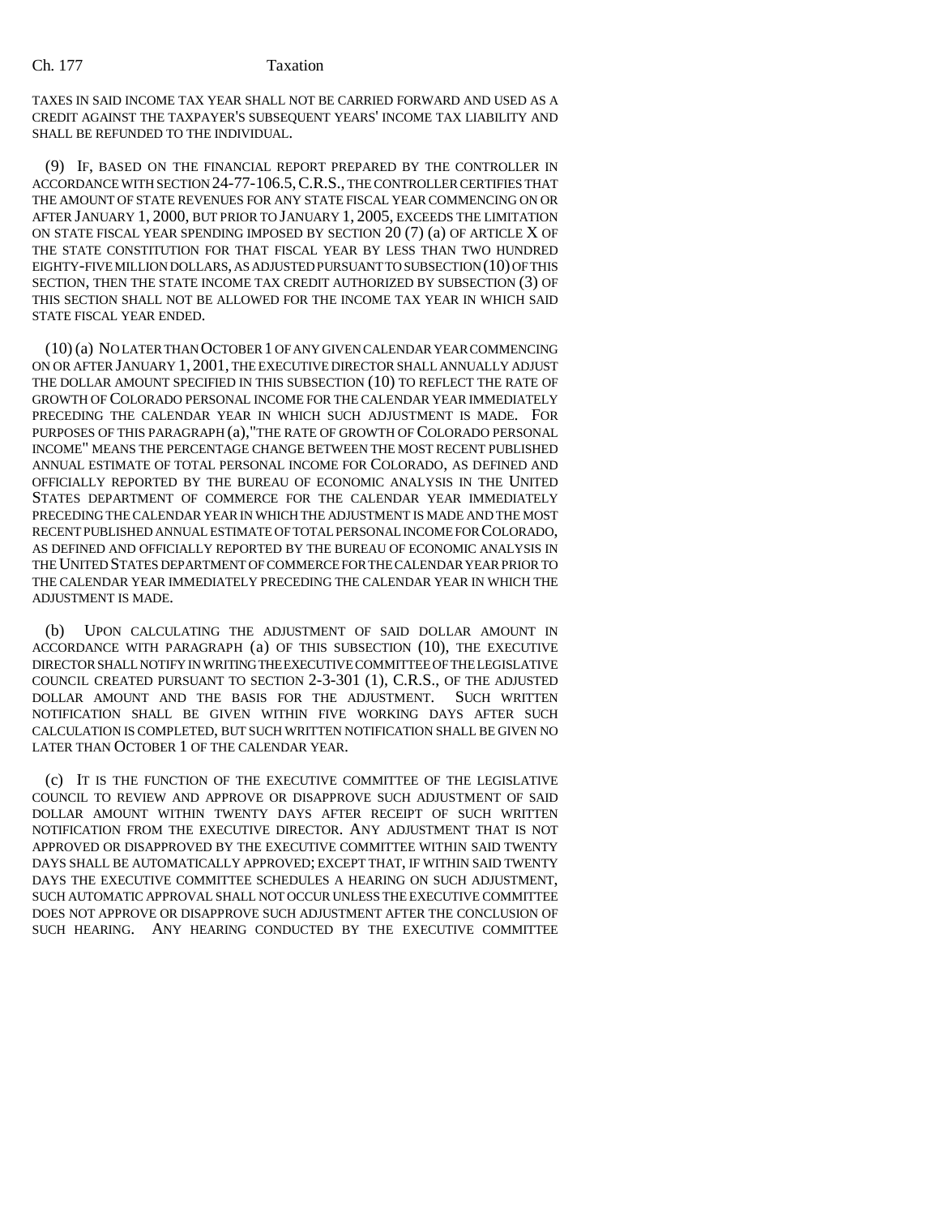TAXES IN SAID INCOME TAX YEAR SHALL NOT BE CARRIED FORWARD AND USED AS A CREDIT AGAINST THE TAXPAYER'S SUBSEQUENT YEARS' INCOME TAX LIABILITY AND SHALL BE REFUNDED TO THE INDIVIDUAL.

(9) IF, BASED ON THE FINANCIAL REPORT PREPARED BY THE CONTROLLER IN ACCORDANCE WITH SECTION 24-77-106.5, C.R.S., THE CONTROLLER CERTIFIES THAT THE AMOUNT OF STATE REVENUES FOR ANY STATE FISCAL YEAR COMMENCING ON OR AFTER JANUARY 1, 2000, BUT PRIOR TO JANUARY 1, 2005, EXCEEDS THE LIMITATION ON STATE FISCAL YEAR SPENDING IMPOSED BY SECTION 20 (7) (a) OF ARTICLE X OF THE STATE CONSTITUTION FOR THAT FISCAL YEAR BY LESS THAN TWO HUNDRED EIGHTY-FIVE MILLION DOLLARS, AS ADJUSTED PURSUANT TO SUBSECTION (10) OF THIS SECTION, THEN THE STATE INCOME TAX CREDIT AUTHORIZED BY SUBSECTION (3) OF THIS SECTION SHALL NOT BE ALLOWED FOR THE INCOME TAX YEAR IN WHICH SAID STATE FISCAL YEAR ENDED.

(10) (a) NO LATER THAN OCTOBER 1 OF ANY GIVEN CALENDAR YEAR COMMENCING ON OR AFTER JANUARY 1, 2001, THE EXECUTIVE DIRECTOR SHALL ANNUALLY ADJUST THE DOLLAR AMOUNT SPECIFIED IN THIS SUBSECTION (10) TO REFLECT THE RATE OF GROWTH OF COLORADO PERSONAL INCOME FOR THE CALENDAR YEAR IMMEDIATELY PRECEDING THE CALENDAR YEAR IN WHICH SUCH ADJUSTMENT IS MADE. FOR PURPOSES OF THIS PARAGRAPH (a), "THE RATE OF GROWTH OF COLORADO PERSONAL INCOME" MEANS THE PERCENTAGE CHANGE BETWEEN THE MOST RECENT PUBLISHED ANNUAL ESTIMATE OF TOTAL PERSONAL INCOME FOR COLORADO, AS DEFINED AND OFFICIALLY REPORTED BY THE BUREAU OF ECONOMIC ANALYSIS IN THE UNITED STATES DEPARTMENT OF COMMERCE FOR THE CALENDAR YEAR IMMEDIATELY PRECEDING THE CALENDAR YEAR IN WHICH THE ADJUSTMENT IS MADE AND THE MOST RECENT PUBLISHED ANNUAL ESTIMATE OF TOTAL PERSONAL INCOME FOR COLORADO, AS DEFINED AND OFFICIALLY REPORTED BY THE BUREAU OF ECONOMIC ANALYSIS IN THE UNITED STATES DEPARTMENT OF COMMERCE FOR THE CALENDAR YEAR PRIOR TO THE CALENDAR YEAR IMMEDIATELY PRECEDING THE CALENDAR YEAR IN WHICH THE ADJUSTMENT IS MADE.

(b) UPON CALCULATING THE ADJUSTMENT OF SAID DOLLAR AMOUNT IN ACCORDANCE WITH PARAGRAPH (a) OF THIS SUBSECTION (10), THE EXECUTIVE DIRECTOR SHALL NOTIFY IN WRITING THE EXECUTIVE COMMITTEE OF THE LEGISLATIVE COUNCIL CREATED PURSUANT TO SECTION 2-3-301 (1), C.R.S., OF THE ADJUSTED DOLLAR AMOUNT AND THE BASIS FOR THE ADJUSTMENT. SUCH WRITTEN NOTIFICATION SHALL BE GIVEN WITHIN FIVE WORKING DAYS AFTER SUCH CALCULATION IS COMPLETED, BUT SUCH WRITTEN NOTIFICATION SHALL BE GIVEN NO LATER THAN OCTOBER 1 OF THE CALENDAR YEAR.

(c) IT IS THE FUNCTION OF THE EXECUTIVE COMMITTEE OF THE LEGISLATIVE COUNCIL TO REVIEW AND APPROVE OR DISAPPROVE SUCH ADJUSTMENT OF SAID DOLLAR AMOUNT WITHIN TWENTY DAYS AFTER RECEIPT OF SUCH WRITTEN NOTIFICATION FROM THE EXECUTIVE DIRECTOR. ANY ADJUSTMENT THAT IS NOT APPROVED OR DISAPPROVED BY THE EXECUTIVE COMMITTEE WITHIN SAID TWENTY DAYS SHALL BE AUTOMATICALLY APPROVED; EXCEPT THAT, IF WITHIN SAID TWENTY DAYS THE EXECUTIVE COMMITTEE SCHEDULES A HEARING ON SUCH ADJUSTMENT, SUCH AUTOMATIC APPROVAL SHALL NOT OCCUR UNLESS THE EXECUTIVE COMMITTEE DOES NOT APPROVE OR DISAPPROVE SUCH ADJUSTMENT AFTER THE CONCLUSION OF SUCH HEARING. ANY HEARING CONDUCTED BY THE EXECUTIVE COMMITTEE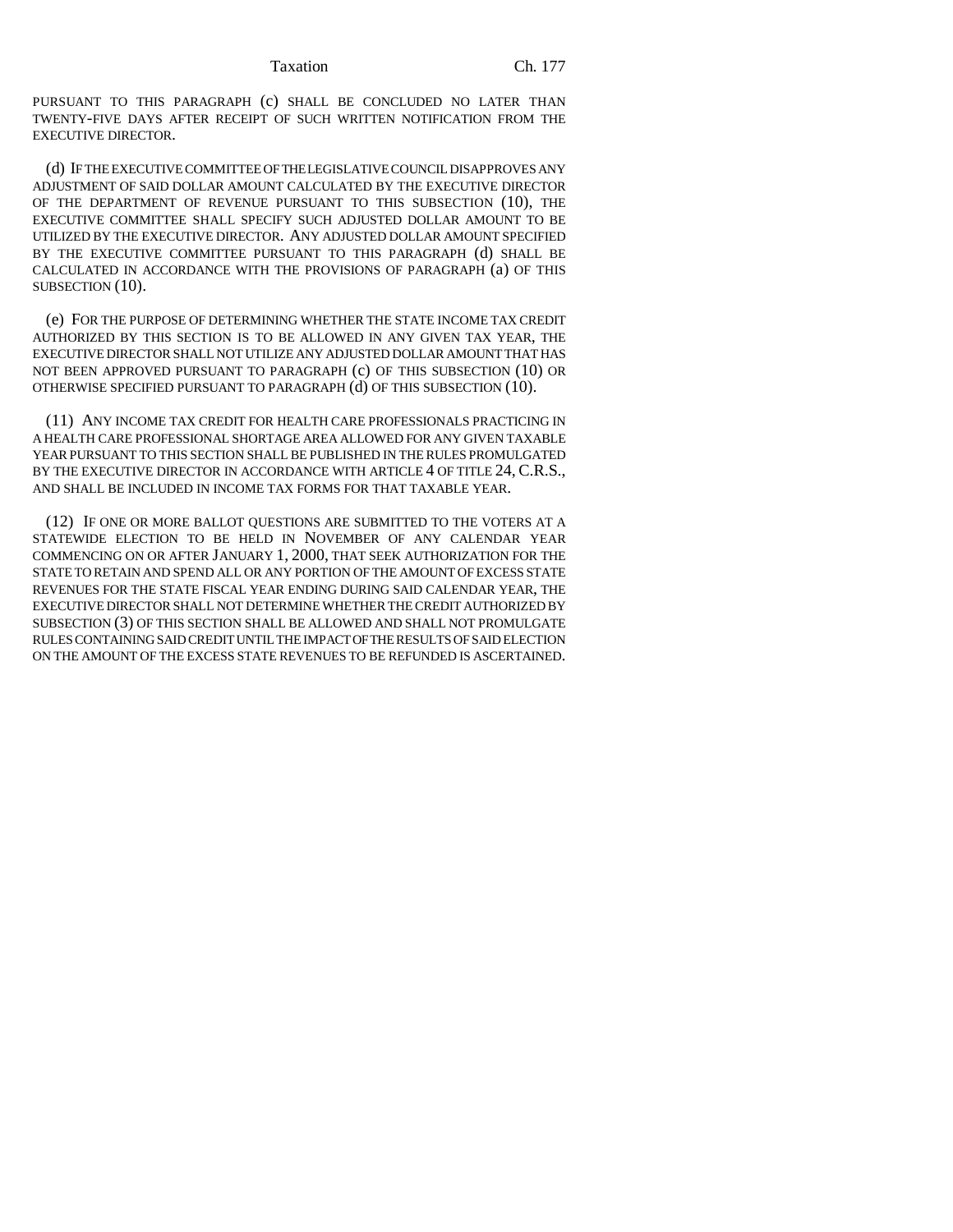PURSUANT TO THIS PARAGRAPH (c) SHALL BE CONCLUDED NO LATER THAN TWENTY-FIVE DAYS AFTER RECEIPT OF SUCH WRITTEN NOTIFICATION FROM THE EXECUTIVE DIRECTOR.

(d) IF THE EXECUTIVE COMMITTEE OF THE LEGISLATIVE COUNCIL DISAPPROVES ANY ADJUSTMENT OF SAID DOLLAR AMOUNT CALCULATED BY THE EXECUTIVE DIRECTOR OF THE DEPARTMENT OF REVENUE PURSUANT TO THIS SUBSECTION (10), THE EXECUTIVE COMMITTEE SHALL SPECIFY SUCH ADJUSTED DOLLAR AMOUNT TO BE UTILIZED BY THE EXECUTIVE DIRECTOR. ANY ADJUSTED DOLLAR AMOUNT SPECIFIED BY THE EXECUTIVE COMMITTEE PURSUANT TO THIS PARAGRAPH (d) SHALL BE CALCULATED IN ACCORDANCE WITH THE PROVISIONS OF PARAGRAPH (a) OF THIS SUBSECTION (10).

(e) FOR THE PURPOSE OF DETERMINING WHETHER THE STATE INCOME TAX CREDIT AUTHORIZED BY THIS SECTION IS TO BE ALLOWED IN ANY GIVEN TAX YEAR, THE EXECUTIVE DIRECTOR SHALL NOT UTILIZE ANY ADJUSTED DOLLAR AMOUNT THAT HAS NOT BEEN APPROVED PURSUANT TO PARAGRAPH (c) OF THIS SUBSECTION (10) OR OTHERWISE SPECIFIED PURSUANT TO PARAGRAPH (d) OF THIS SUBSECTION (10).

(11) ANY INCOME TAX CREDIT FOR HEALTH CARE PROFESSIONALS PRACTICING IN A HEALTH CARE PROFESSIONAL SHORTAGE AREA ALLOWED FOR ANY GIVEN TAXABLE YEAR PURSUANT TO THIS SECTION SHALL BE PUBLISHED IN THE RULES PROMULGATED BY THE EXECUTIVE DIRECTOR IN ACCORDANCE WITH ARTICLE 4 OF TITLE 24, C.R.S., AND SHALL BE INCLUDED IN INCOME TAX FORMS FOR THAT TAXABLE YEAR.

(12) IF ONE OR MORE BALLOT QUESTIONS ARE SUBMITTED TO THE VOTERS AT A STATEWIDE ELECTION TO BE HELD IN NOVEMBER OF ANY CALENDAR YEAR COMMENCING ON OR AFTER JANUARY 1, 2000, THAT SEEK AUTHORIZATION FOR THE STATE TO RETAIN AND SPEND ALL OR ANY PORTION OF THE AMOUNT OF EXCESS STATE REVENUES FOR THE STATE FISCAL YEAR ENDING DURING SAID CALENDAR YEAR, THE EXECUTIVE DIRECTOR SHALL NOT DETERMINE WHETHER THE CREDIT AUTHORIZED BY SUBSECTION (3) OF THIS SECTION SHALL BE ALLOWED AND SHALL NOT PROMULGATE RULES CONTAINING SAID CREDIT UNTIL THE IMPACT OF THE RESULTS OF SAID ELECTION ON THE AMOUNT OF THE EXCESS STATE REVENUES TO BE REFUNDED IS ASCERTAINED.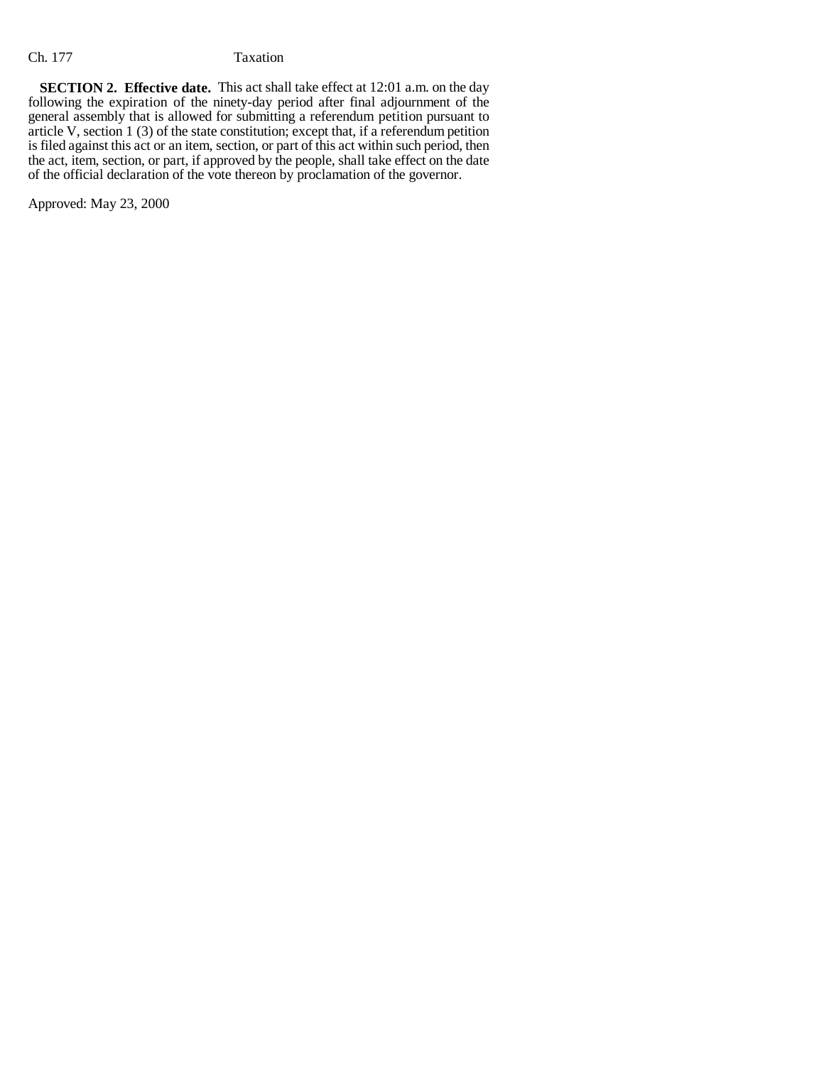**SECTION 2. Effective date.** This act shall take effect at 12:01 a.m. on the day following the expiration of the ninety-day period after final adjournment of the general assembly that is allowed for submitting a referendum petition pursuant to article V, section 1 (3) of the state constitution; except that, if a referendum petition is filed against this act or an item, section, or part of this act within such period, then the act, item, section, or part, if approved by the people, shall take effect on the date of the official declaration of the vote thereon by proclamation of the governor.

Approved: May 23, 2000